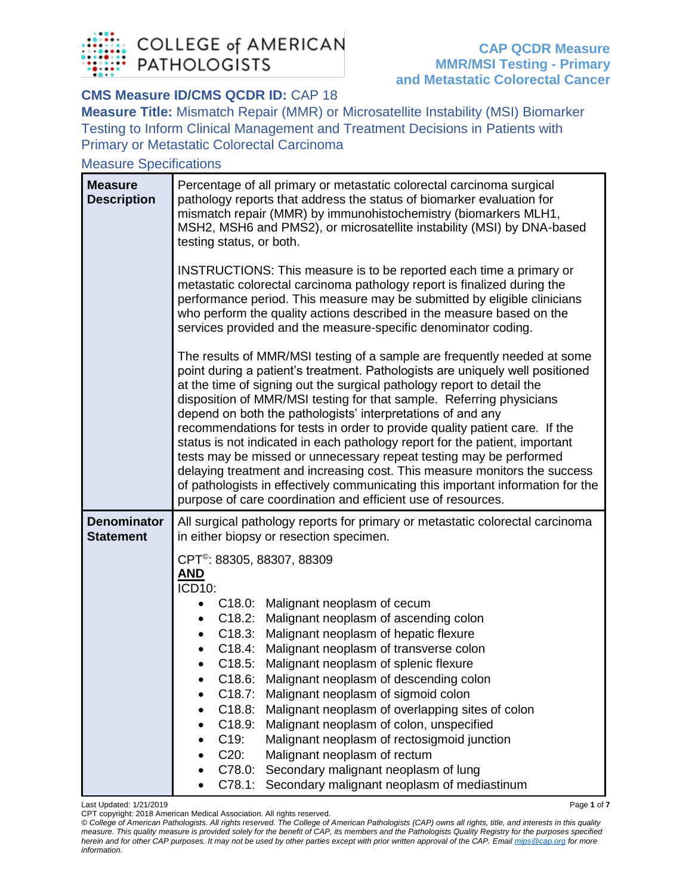# CAP QCDR Measure MMR/MSI Testing - Primary and Metastatic Colorectal Cancer

**CMS Measure ID/CMS QCDR ID:** CAP 18

**Measure Title:** Mismatch Repair (MMR) or Microsatellite Instability (MSI) Biomarker Testing to Inform Clinical Management and Treatment Decisions in Patients with Primary or Metastatic Colorectal Carcinoma

## Measure Specifications

| | |
|---|---|
| **Measure Description** | Percentage of all primary or metastatic colorectal carcinoma surgical pathology reports that address the status of biomarker evaluation for mismatch repair (MMR) by immunohistochemistry (biomarkers MLH1, MSH2, MSH6 and PMS2), or microsatellite instability (MSI) by DNA-based testing status, or both.<br><br>INSTRUCTIONS: This measure is to be reported each time a primary or metastatic colorectal carcinoma pathology report is finalized during the performance period. This measure may be submitted by eligible clinicians who perform the quality actions described in the measure based on the services provided and the measure-specific denominator coding.<br><br>The results of MMR/MSI testing of a sample are frequently needed at some point during a patient's treatment. Pathologists are uniquely well positioned at the time of signing out the surgical pathology report to detail the disposition of MMR/MSI testing for that sample. Referring physicians depend on both the pathologists' interpretations of and any recommendations for tests in order to provide quality patient care. If the status is not indicated in each pathology report for the patient, important tests may be missed or unnecessary repeat testing may be performed delaying treatment and increasing cost. This measure monitors the success of pathologists in effectively communicating this important information for the purpose of care coordination and efficient use of resources. |
| **Denominator Statement** | All surgical pathology reports for primary or metastatic colorectal carcinoma in either biopsy or resection specimen.<br><br>CPT©: 88305, 88307, 88309<br>**AND**<br>ICD10:<br>• C18.0: Malignant neoplasm of cecum<br>• C18.2: Malignant neoplasm of ascending colon<br>• C18.3: Malignant neoplasm of hepatic flexure<br>• C18.4: Malignant neoplasm of transverse colon<br>• C18.5: Malignant neoplasm of splenic flexure<br>• C18.6: Malignant neoplasm of descending colon<br>• C18.7: Malignant neoplasm of sigmoid colon<br>• C18.8: Malignant neoplasm of overlapping sites of colon<br>• C18.9: Malignant neoplasm of colon, unspecified<br>• C19: Malignant neoplasm of rectosigmoid junction<br>• C20: Malignant neoplasm of rectum<br>• C78.0: Secondary malignant neoplasm of lung<br>• C78.1: Secondary malignant neoplasm of mediastinum |

Last Updated: 1/21/2019

CPT copyright: 2018 American Medical Association. All rights reserved.

*© College of American Pathologists. All rights reserved. The College of American Pathologists (CAP) owns all rights, title, and interests in this quality measure. This quality measure is provided solely for the benefit of CAP, its members and the Pathologists Quality Registry for the purposes specified herein and for other CAP purposes. It may not be used by other parties except with prior written approval of the CAP. Email mips@cap.org for more information.*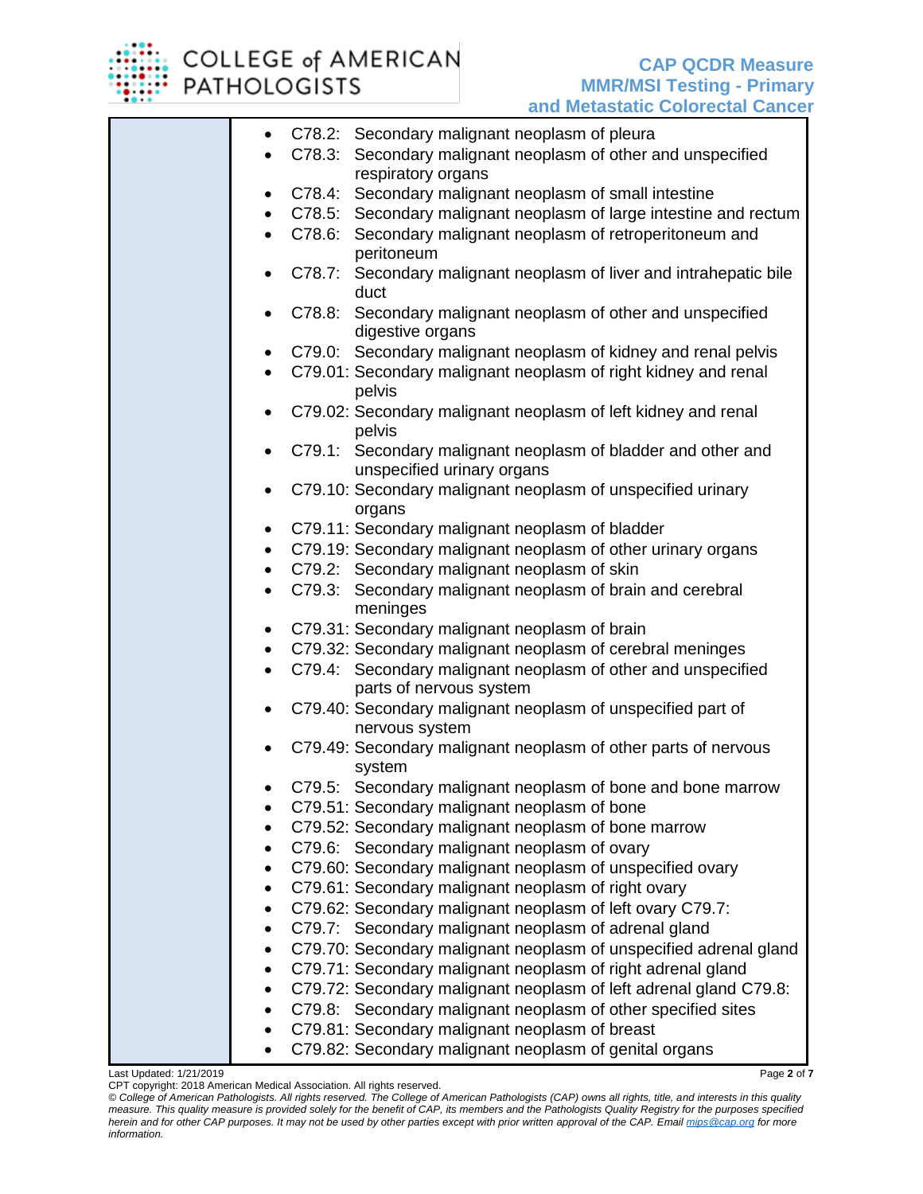| | |
|---|---|
| | • C78.2: Secondary malignant neoplasm of pleura<br>• C78.3: Secondary malignant neoplasm of other and unspecified respiratory organs<br>• C78.4: Secondary malignant neoplasm of small intestine<br>• C78.5: Secondary malignant neoplasm of large intestine and rectum<br>• C78.6: Secondary malignant neoplasm of retroperitoneum and peritoneum<br>• C78.7: Secondary malignant neoplasm of liver and intrahepatic bile duct<br>• C78.8: Secondary malignant neoplasm of other and unspecified digestive organs<br>• C79.0: Secondary malignant neoplasm of kidney and renal pelvis<br>• C79.01: Secondary malignant neoplasm of right kidney and renal pelvis<br>• C79.02: Secondary malignant neoplasm of left kidney and renal pelvis<br>• C79.1: Secondary malignant neoplasm of bladder and other and unspecified urinary organs<br>• C79.10: Secondary malignant neoplasm of unspecified urinary organs<br>• C79.11: Secondary malignant neoplasm of bladder<br>• C79.19: Secondary malignant neoplasm of other urinary organs<br>• C79.2: Secondary malignant neoplasm of skin<br>• C79.3: Secondary malignant neoplasm of brain and cerebral meninges<br>• C79.31: Secondary malignant neoplasm of brain<br>• C79.32: Secondary malignant neoplasm of cerebral meninges<br>• C79.4: Secondary malignant neoplasm of other and unspecified parts of nervous system<br>• C79.40: Secondary malignant neoplasm of unspecified part of nervous system<br>• C79.49: Secondary malignant neoplasm of other parts of nervous system<br>• C79.5: Secondary malignant neoplasm of bone and bone marrow<br>• C79.51: Secondary malignant neoplasm of bone<br>• C79.52: Secondary malignant neoplasm of bone marrow<br>• C79.6: Secondary malignant neoplasm of ovary<br>• C79.60: Secondary malignant neoplasm of unspecified ovary<br>• C79.61: Secondary malignant neoplasm of right ovary<br>• C79.62: Secondary malignant neoplasm of left ovary C79.7:<br>• C79.7: Secondary malignant neoplasm of adrenal gland<br>• C79.70: Secondary malignant neoplasm of unspecified adrenal gland<br>• C79.71: Secondary malignant neoplasm of right adrenal gland<br>• C79.72: Secondary malignant neoplasm of left adrenal gland C79.8:<br>• C79.8: Secondary malignant neoplasm of other specified sites<br>• C79.81: Secondary malignant neoplasm of breast<br>• C79.82: Secondary malignant neoplasm of genital organs |

Last Updated: 1/21/2019

CPT copyright: 2018 American Medical Association. All rights reserved.

*© College of American Pathologists. All rights reserved. The College of American Pathologists (CAP) owns all rights, title, and interests in this quality measure. This quality measure is provided solely for the benefit of CAP, its members and the Pathologists Quality Registry for the purposes specified herein and for other CAP purposes. It may not be used by other parties except with prior written approval of the CAP. Email mips@cap.org for more information.*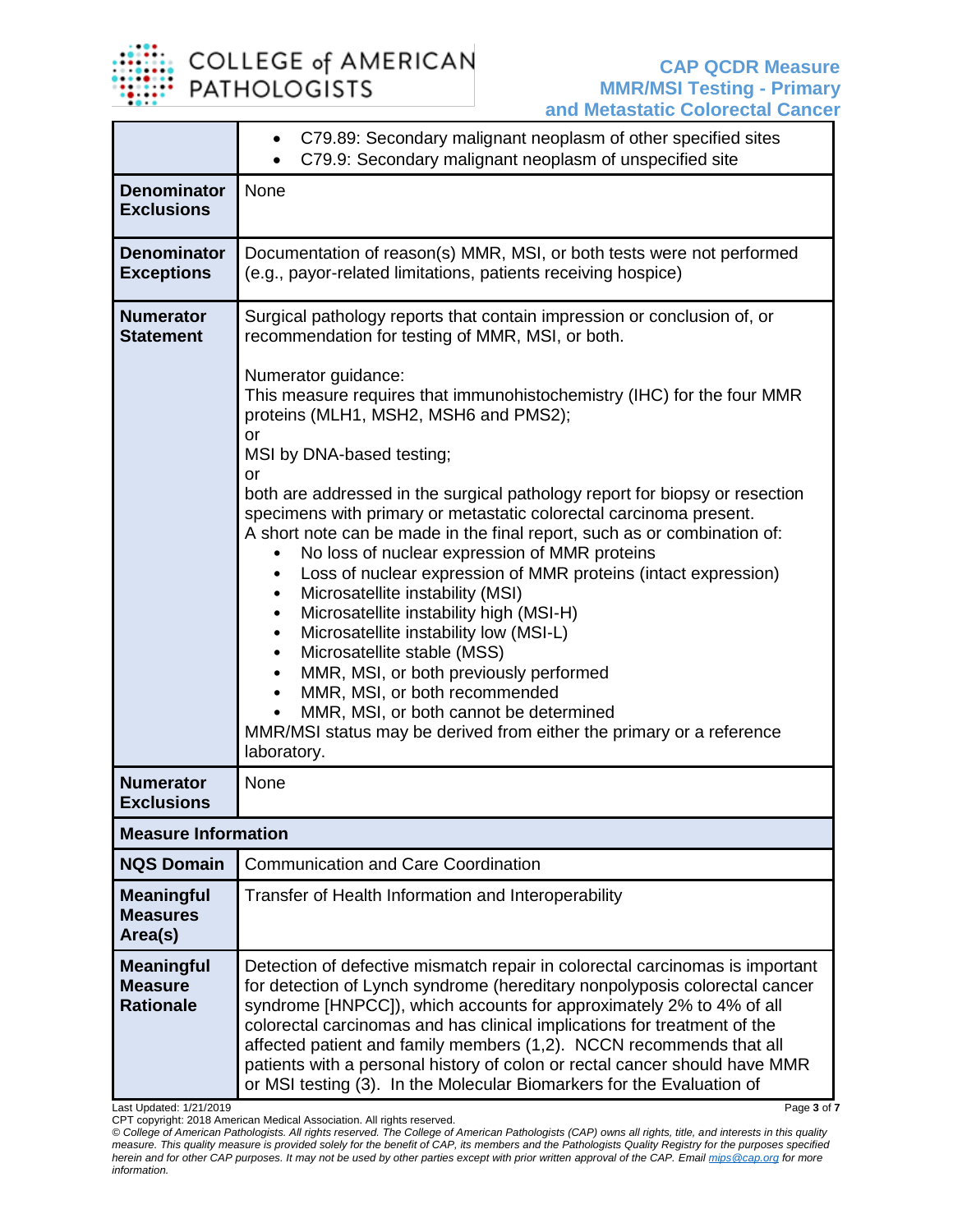| | |
|---|---|
| | • C79.89: Secondary malignant neoplasm of other specified sites<br>• C79.9: Secondary malignant neoplasm of unspecified site |
| **Denominator Exclusions** | None |
| **Denominator Exceptions** | Documentation of reason(s) MMR, MSI, or both tests were not performed (e.g., payor-related limitations, patients receiving hospice) |
| **Numerator Statement** | Surgical pathology reports that contain impression or conclusion of, or recommendation for testing of MMR, MSI, or both.<br><br>Numerator guidance:<br>This measure requires that immunohistochemistry (IHC) for the four MMR proteins (MLH1, MSH2, MSH6 and PMS2);<br>or<br>MSI by DNA-based testing;<br>or<br>both are addressed in the surgical pathology report for biopsy or resection specimens with primary or metastatic colorectal carcinoma present.<br>A short note can be made in the final report, such as or combination of:<br>• No loss of nuclear expression of MMR proteins<br>• Loss of nuclear expression of MMR proteins (intact expression)<br>• Microsatellite instability (MSI)<br>• Microsatellite instability high (MSI-H)<br>• Microsatellite instability low (MSI-L)<br>• Microsatellite stable (MSS)<br>• MMR, MSI, or both previously performed<br>• MMR, MSI, or both recommended<br>• MMR, MSI, or both cannot be determined<br>MMR/MSI status may be derived from either the primary or a reference laboratory. |
| **Numerator Exclusions** | None |
| **Measure Information** | |
| **NQS Domain** | Communication and Care Coordination |
| **Meaningful Measures Area(s)** | Transfer of Health Information and Interoperability |
| **Meaningful Measure Rationale** | Detection of defective mismatch repair in colorectal carcinomas is important for detection of Lynch syndrome (hereditary nonpolyposis colorectal cancer syndrome [HNPCC]), which accounts for approximately 2% to 4% of all colorectal carcinomas and has clinical implications for treatment of the affected patient and family members (1,2). NCCN recommends that all patients with a personal history of colon or rectal cancer should have MMR or MSI testing (3). In the Molecular Biomarkers for the Evaluation of |

Last Updated: 1/21/2019

CPT copyright: 2018 American Medical Association. All rights reserved.

*© College of American Pathologists. All rights reserved. The College of American Pathologists (CAP) owns all rights, title, and interests in this quality measure. This quality measure is provided solely for the benefit of CAP, its members and the Pathologists Quality Registry for the purposes specified herein and for other CAP purposes. It may not be used by other parties except with prior written approval of the CAP. Email mips@cap.org for more information.*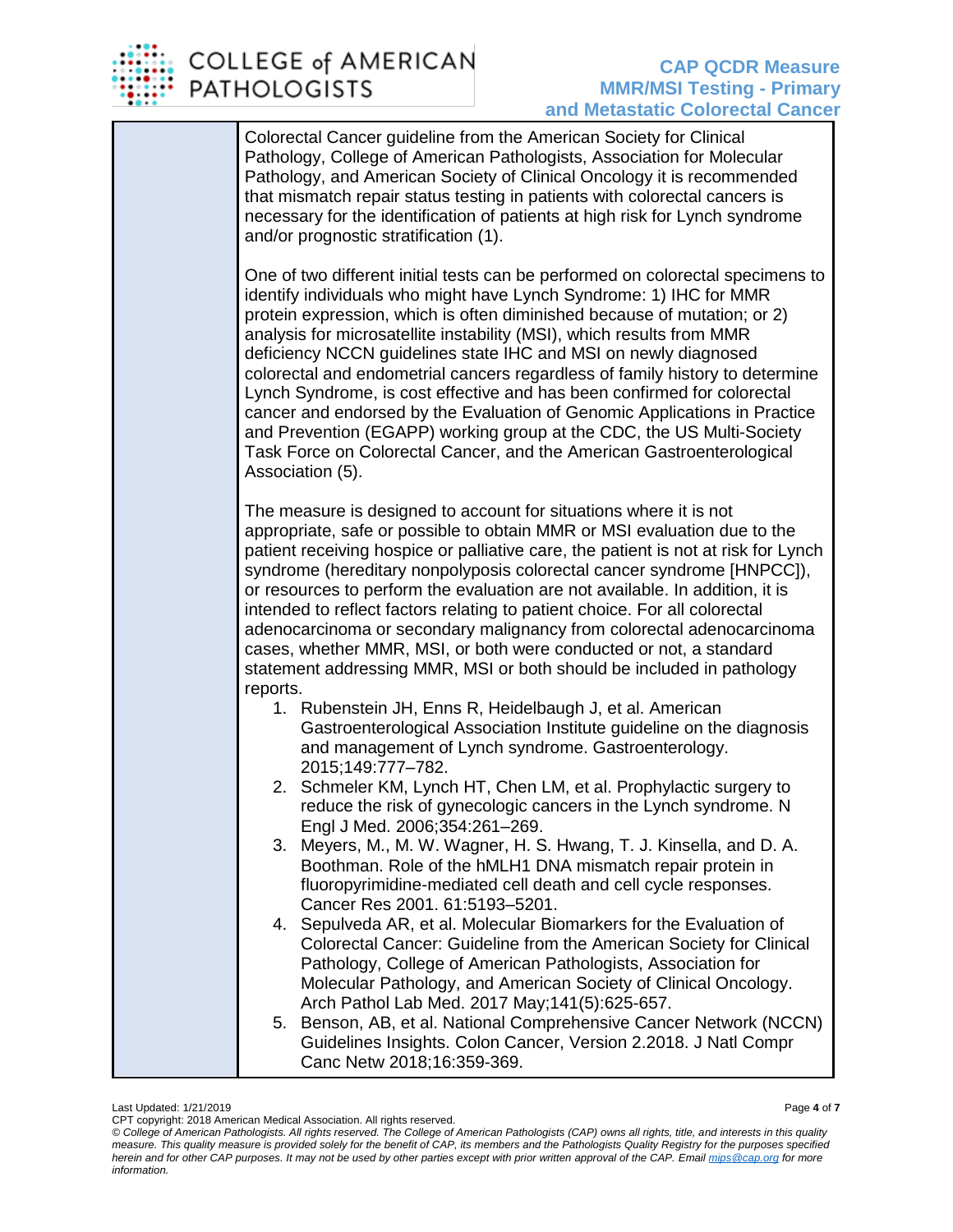Colorectal Cancer guideline from the American Society for Clinical Pathology, College of American Pathologists, Association for Molecular Pathology, and American Society of Clinical Oncology it is recommended that mismatch repair status testing in patients with colorectal cancers is necessary for the identification of patients at high risk for Lynch syndrome and/or prognostic stratification (1).

One of two different initial tests can be performed on colorectal specimens to identify individuals who might have Lynch Syndrome: 1) IHC for MMR protein expression, which is often diminished because of mutation; or 2) analysis for microsatellite instability (MSI), which results from MMR deficiency NCCN guidelines state IHC and MSI on newly diagnosed colorectal and endometrial cancers regardless of family history to determine Lynch Syndrome, is cost effective and has been confirmed for colorectal cancer and endorsed by the Evaluation of Genomic Applications in Practice and Prevention (EGAPP) working group at the CDC, the US Multi-Society Task Force on Colorectal Cancer, and the American Gastroenterological Association (5).

The measure is designed to account for situations where it is not appropriate, safe or possible to obtain MMR or MSI evaluation due to the patient receiving hospice or palliative care, the patient is not at risk for Lynch syndrome (hereditary nonpolyposis colorectal cancer syndrome [HNPCC]), or resources to perform the evaluation are not available. In addition, it is intended to reflect factors relating to patient choice. For all colorectal adenocarcinoma or secondary malignancy from colorectal adenocarcinoma cases, whether MMR, MSI, or both were conducted or not, a standard statement addressing MMR, MSI or both should be included in pathology reports.

1. Rubenstein JH, Enns R, Heidelbaugh J, et al. American Gastroenterological Association Institute guideline on the diagnosis and management of Lynch syndrome. Gastroenterology. 2015;149:777–782.
2. Schmeler KM, Lynch HT, Chen LM, et al. Prophylactic surgery to reduce the risk of gynecologic cancers in the Lynch syndrome. N Engl J Med. 2006;354:261–269.
3. Meyers, M., M. W. Wagner, H. S. Hwang, T. J. Kinsella, and D. A. Boothman. Role of the hMLH1 DNA mismatch repair protein in fluoropyrimidine-mediated cell death and cell cycle responses. Cancer Res 2001. 61:5193–5201.
4. Sepulveda AR, et al. Molecular Biomarkers for the Evaluation of Colorectal Cancer: Guideline from the American Society for Clinical Pathology, College of American Pathologists, Association for Molecular Pathology, and American Society of Clinical Oncology. Arch Pathol Lab Med. 2017 May;141(5):625-657.
5. Benson, AB, et al. National Comprehensive Cancer Network (NCCN) Guidelines Insights. Colon Cancer, Version 2.2018. J Natl Compr Canc Netw 2018;16:359-369.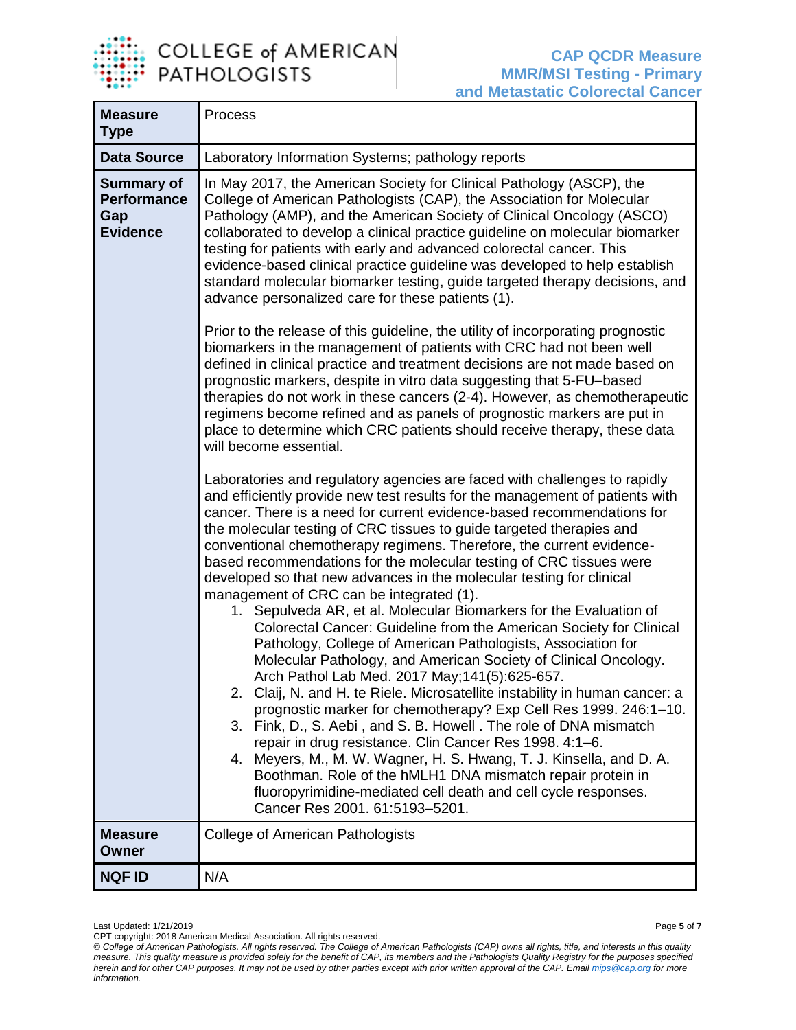| | |
|---|---|
| **Measure Type** | Process |
| **Data Source** | Laboratory Information Systems; pathology reports |
| **Summary of Performance Gap Evidence** | In May 2017, the American Society for Clinical Pathology (ASCP), the College of American Pathologists (CAP), the Association for Molecular Pathology (AMP), and the American Society of Clinical Oncology (ASCO) collaborated to develop a clinical practice guideline on molecular biomarker testing for patients with early and advanced colorectal cancer. This evidence-based clinical practice guideline was developed to help establish standard molecular biomarker testing, guide targeted therapy decisions, and advance personalized care for these patients (1).<br><br>Prior to the release of this guideline, the utility of incorporating prognostic biomarkers in the management of patients with CRC had not been well defined in clinical practice and treatment decisions are not made based on prognostic markers, despite in vitro data suggesting that 5-FU–based therapies do not work in these cancers (2-4). However, as chemotherapeutic regimens become refined and as panels of prognostic markers are put in place to determine which CRC patients should receive therapy, these data will become essential.<br><br>Laboratories and regulatory agencies are faced with challenges to rapidly and efficiently provide new test results for the management of patients with cancer. There is a need for current evidence-based recommendations for the molecular testing of CRC tissues to guide targeted therapies and conventional chemotherapy regimens. Therefore, the current evidence-based recommendations for the molecular testing of CRC tissues were developed so that new advances in the molecular testing for clinical management of CRC can be integrated (1).<br>1. Sepulveda AR, et al. Molecular Biomarkers for the Evaluation of Colorectal Cancer: Guideline from the American Society for Clinical Pathology, College of American Pathologists, Association for Molecular Pathology, and American Society of Clinical Oncology. Arch Pathol Lab Med. 2017 May;141(5):625-657.<br>2. Claij, N. and H. te Riele. Microsatellite instability in human cancer: a prognostic marker for chemotherapy? Exp Cell Res 1999. 246:1–10.<br>3. Fink, D., S. Aebi , and S. B. Howell . The role of DNA mismatch repair in drug resistance. Clin Cancer Res 1998. 4:1–6.<br>4. Meyers, M., M. W. Wagner, H. S. Hwang, T. J. Kinsella, and D. A. Boothman. Role of the hMLH1 DNA mismatch repair protein in fluoropyrimidine-mediated cell death and cell cycle responses. Cancer Res 2001. 61:5193–5201. |
| **Measure Owner** | College of American Pathologists |
| **NQF ID** | N/A |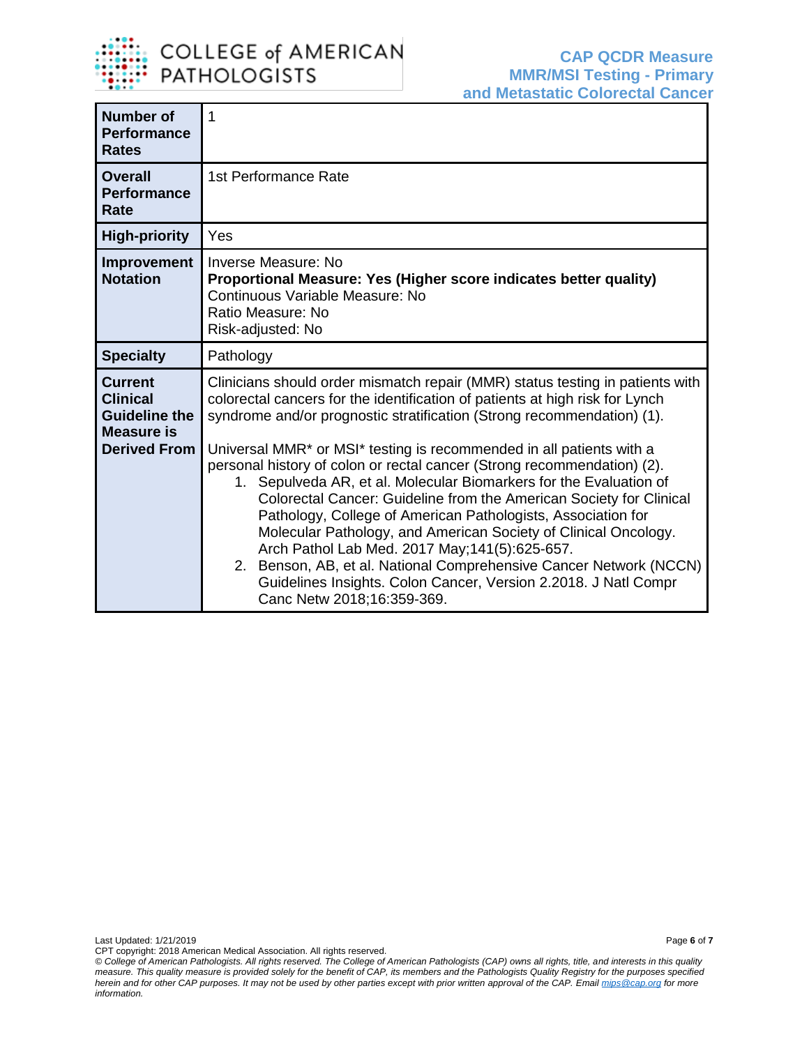| | |
|---|---|
| **Number of Performance Rates** | 1 |
| **Overall Performance Rate** | 1st Performance Rate |
| **High-priority** | Yes |
| **Improvement Notation** | Inverse Measure: No<br>**Proportional Measure: Yes (Higher score indicates better quality)**<br>Continuous Variable Measure: No<br>Ratio Measure: No<br>Risk-adjusted: No |
| **Specialty** | Pathology |
| **Current Clinical Guideline the Measure is Derived From** | Clinicians should order mismatch repair (MMR) status testing in patients with colorectal cancers for the identification of patients at high risk for Lynch syndrome and/or prognostic stratification (Strong recommendation) (1).<br><br>Universal MMR* or MSI* testing is recommended in all patients with a personal history of colon or rectal cancer (Strong recommendation) (2).<br>1. Sepulveda AR, et al. Molecular Biomarkers for the Evaluation of Colorectal Cancer: Guideline from the American Society for Clinical Pathology, College of American Pathologists, Association for Molecular Pathology, and American Society of Clinical Oncology. Arch Pathol Lab Med. 2017 May;141(5):625-657.<br>2. Benson, AB, et al. National Comprehensive Cancer Network (NCCN) Guidelines Insights. Colon Cancer, Version 2.2018. J Natl Compr Canc Netw 2018;16:359-369. |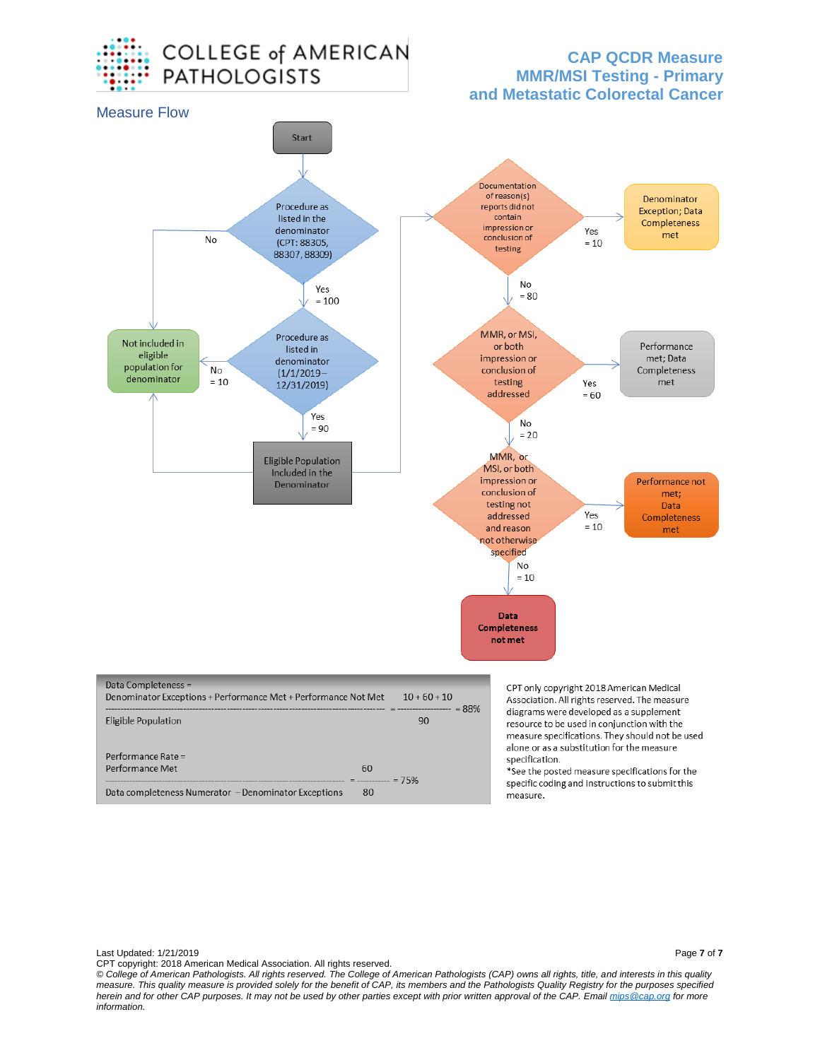# CAP QCDR Measure MMR/MSI Testing - Primary and Metastatic Colorectal Cancer

## Measure Flow

Start

Procedure as listed in the denominator (CPT: 88305, 88307, 88309)

No

Yes = 100

Procedure as listed in denominator (1/1/2019–12/31/2019)

No = 10

Not included in eligible population for denominator

Yes = 90

Eligible Population Included in the Denominator

Documentation of reason(s) reports did not contain impression or conclusion of testing

Yes = 10

Denominator Exception; Data Completeness met

No = 80

MMR, or MSI, or both impression or conclusion of testing addressed

Yes = 60

Performance met; Data Completeness met

No = 20

MMR, or MSI, or both impression or conclusion of testing not addressed and reason not otherwise specified

Yes = 10

Performance not met; Data Completeness met

No = 10

Data Completeness not met

Data Completeness =

$$\frac{\text{Denominator Exceptions + Performance Met + Performance Not Met}}{\text{Eligible Population}} = \frac{10 + 60 + 10}{90} = 88\%$$

Performance Rate =

$$\frac{\text{Performance Met}}{\text{Data completeness Numerator} - \text{Denominator Exceptions}} = \frac{60}{80} = 75\%$$

CPT only copyright 2018 American Medical Association. All rights reserved. The measure diagrams were developed as a supplement resource to be used in conjunction with the measure specifications. They should not be used alone or as a substitution for the measure specification.

*See the posted measure specifications for the specific coding and instructions to submit this measure.

Last Updated: 1/21/2019

CPT copyright: 2018 American Medical Association. All rights reserved.

*© College of American Pathologists. All rights reserved. The College of American Pathologists (CAP) owns all rights, title, and interests in this quality measure. This quality measure is provided solely for the benefit of CAP, its members and the Pathologists Quality Registry for the purposes specified herein and for other CAP purposes. It may not be used by other parties except with prior written approval of the CAP. Email mips@cap.org for more information.*